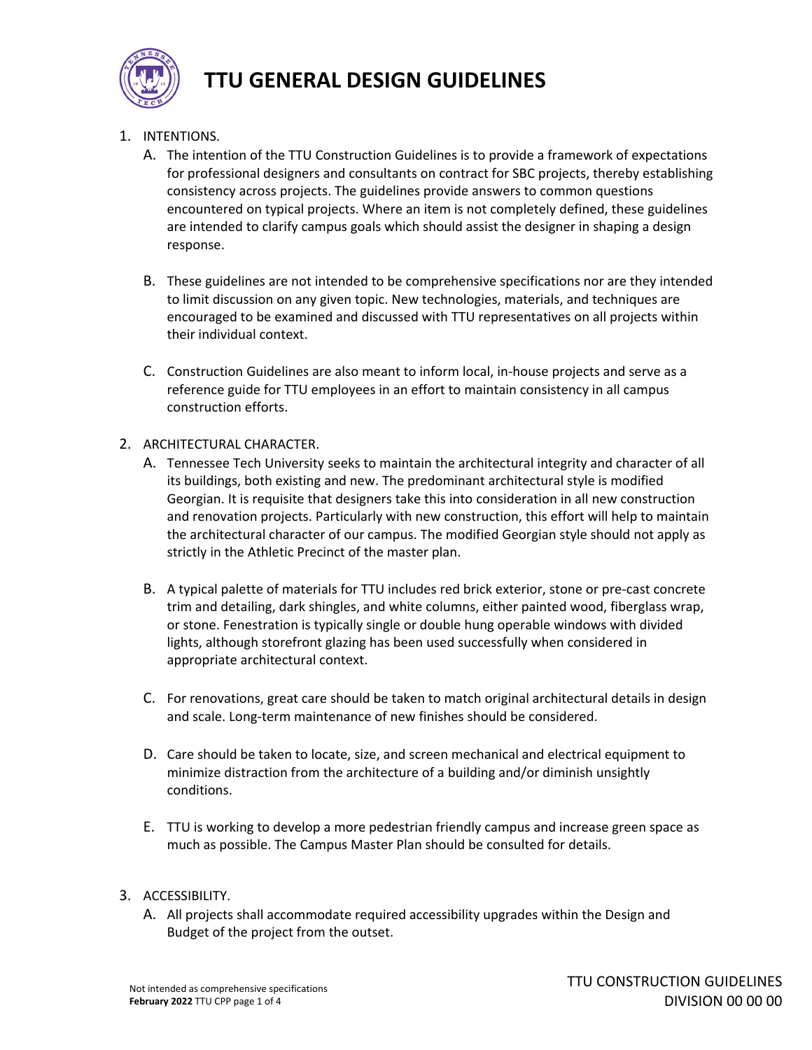# TTU GENERAL DESIGN GUIDELINES

1. INTENTIONS.
   A. The intention of the TTU Construction Guidelines is to provide a framework of expectations for professional designers and consultants on contract for SBC projects, thereby establishing consistency across projects. The guidelines provide answers to common questions encountered on typical projects. Where an item is not completely defined, these guidelines are intended to clarify campus goals which should assist the designer in shaping a design response.

   B. These guidelines are not intended to be comprehensive specifications nor are they intended to limit discussion on any given topic. New technologies, materials, and techniques are encouraged to be examined and discussed with TTU representatives on all projects within their individual context.

   C. Construction Guidelines are also meant to inform local, in-house projects and serve as a reference guide for TTU employees in an effort to maintain consistency in all campus construction efforts.

2. ARCHITECTURAL CHARACTER.
   A. Tennessee Tech University seeks to maintain the architectural integrity and character of all its buildings, both existing and new. The predominant architectural style is modified Georgian. It is requisite that designers take this into consideration in all new construction and renovation projects. Particularly with new construction, this effort will help to maintain the architectural character of our campus. The modified Georgian style should not apply as strictly in the Athletic Precinct of the master plan.

   B. A typical palette of materials for TTU includes red brick exterior, stone or pre-cast concrete trim and detailing, dark shingles, and white columns, either painted wood, fiberglass wrap, or stone. Fenestration is typically single or double hung operable windows with divided lights, although storefront glazing has been used successfully when considered in appropriate architectural context.

   C. For renovations, great care should be taken to match original architectural details in design and scale. Long-term maintenance of new finishes should be considered.

   D. Care should be taken to locate, size, and screen mechanical and electrical equipment to minimize distraction from the architecture of a building and/or diminish unsightly conditions.

   E. TTU is working to develop a more pedestrian friendly campus and increase green space as much as possible. The Campus Master Plan should be consulted for details.

3. ACCESSIBILITY.
   A. All projects shall accommodate required accessibility upgrades within the Design and Budget of the project from the outset.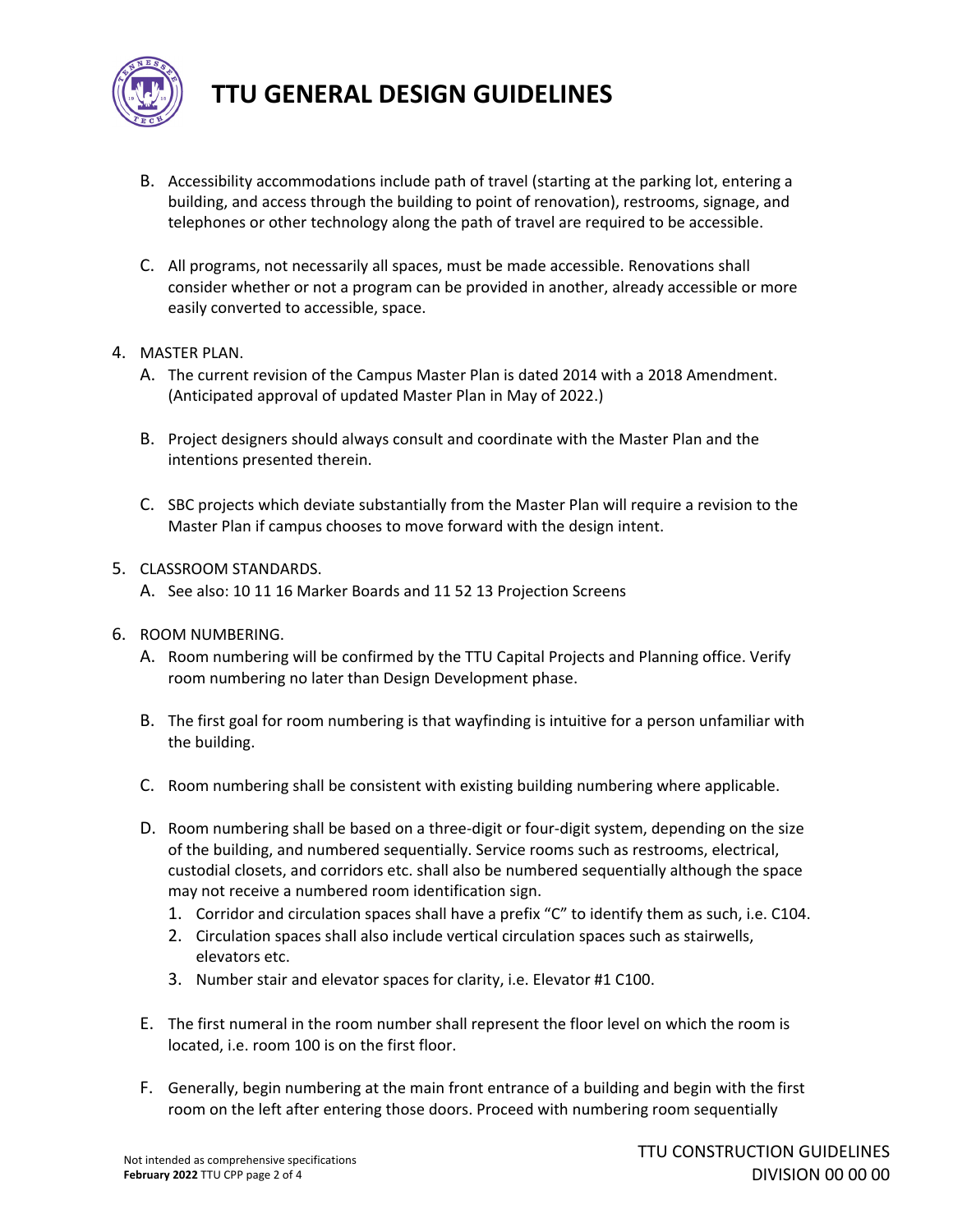B. Accessibility accommodations include path of travel (starting at the parking lot, entering a building, and access through the building to point of renovation), restrooms, signage, and telephones or other technology along the path of travel are required to be accessible.

C. All programs, not necessarily all spaces, must be made accessible. Renovations shall consider whether or not a program can be provided in another, already accessible or more easily converted to accessible, space.

4. MASTER PLAN.
   
   A. The current revision of the Campus Master Plan is dated 2014 with a 2018 Amendment. (Anticipated approval of updated Master Plan in May of 2022.)
   
   B. Project designers should always consult and coordinate with the Master Plan and the intentions presented therein.
   
   C. SBC projects which deviate substantially from the Master Plan will require a revision to the Master Plan if campus chooses to move forward with the design intent.

5. CLASSROOM STANDARDS.
   
   A. See also: 10 11 16 Marker Boards and 11 52 13 Projection Screens

6. ROOM NUMBERING.
   
   A. Room numbering will be confirmed by the TTU Capital Projects and Planning office. Verify room numbering no later than Design Development phase.
   
   B. The first goal for room numbering is that wayfinding is intuitive for a person unfamiliar with the building.
   
   C. Room numbering shall be consistent with existing building numbering where applicable.
   
   D. Room numbering shall be based on a three-digit or four-digit system, depending on the size of the building, and numbered sequentially. Service rooms such as restrooms, electrical, custodial closets, and corridors etc. shall also be numbered sequentially although the space may not receive a numbered room identification sign.
      1. Corridor and circulation spaces shall have a prefix “C” to identify them as such, i.e. C104.
      2. Circulation spaces shall also include vertical circulation spaces such as stairwells, elevators etc.
      3. Number stair and elevator spaces for clarity, i.e. Elevator #1 C100.
   
   E. The first numeral in the room number shall represent the floor level on which the room is located, i.e. room 100 is on the first floor.
   
   F. Generally, begin numbering at the main front entrance of a building and begin with the first room on the left after entering those doors. Proceed with numbering room sequentially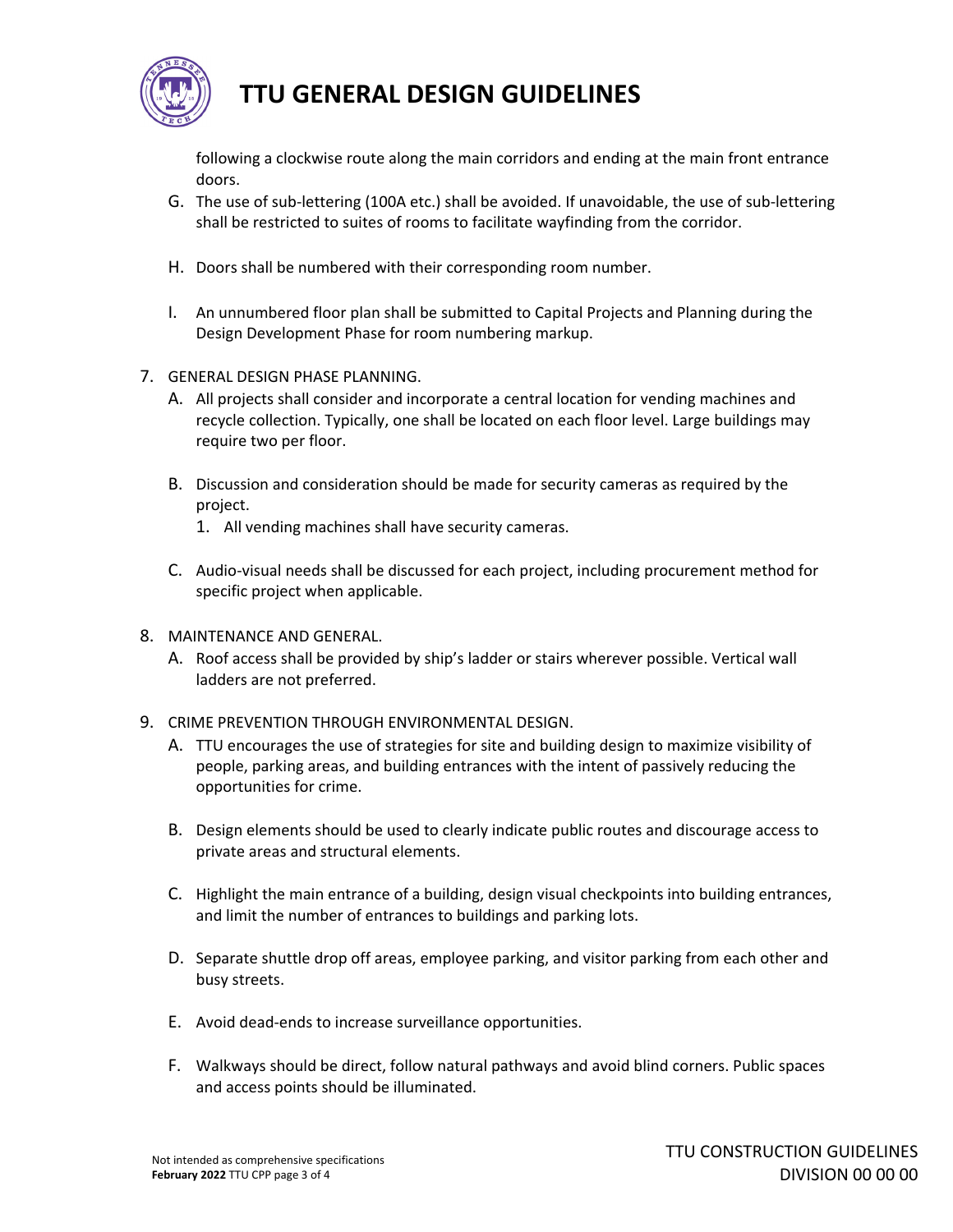following a clockwise route along the main corridors and ending at the main front entrance doors.

G. The use of sub-lettering (100A etc.) shall be avoided. If unavoidable, the use of sub-lettering shall be restricted to suites of rooms to facilitate wayfinding from the corridor.

H. Doors shall be numbered with their corresponding room number.

I. An unnumbered floor plan shall be submitted to Capital Projects and Planning during the Design Development Phase for room numbering markup.

7. GENERAL DESIGN PHASE PLANNING.

   A. All projects shall consider and incorporate a central location for vending machines and recycle collection. Typically, one shall be located on each floor level. Large buildings may require two per floor.

   B. Discussion and consideration should be made for security cameras as required by the project.
      1. All vending machines shall have security cameras.

   C. Audio-visual needs shall be discussed for each project, including procurement method for specific project when applicable.

8. MAINTENANCE AND GENERAL.

   A. Roof access shall be provided by ship's ladder or stairs wherever possible. Vertical wall ladders are not preferred.

9. CRIME PREVENTION THROUGH ENVIRONMENTAL DESIGN.

   A. TTU encourages the use of strategies for site and building design to maximize visibility of people, parking areas, and building entrances with the intent of passively reducing the opportunities for crime.

   B. Design elements should be used to clearly indicate public routes and discourage access to private areas and structural elements.

   C. Highlight the main entrance of a building, design visual checkpoints into building entrances, and limit the number of entrances to buildings and parking lots.

   D. Separate shuttle drop off areas, employee parking, and visitor parking from each other and busy streets.

   E. Avoid dead-ends to increase surveillance opportunities.

   F. Walkways should be direct, follow natural pathways and avoid blind corners. Public spaces and access points should be illuminated.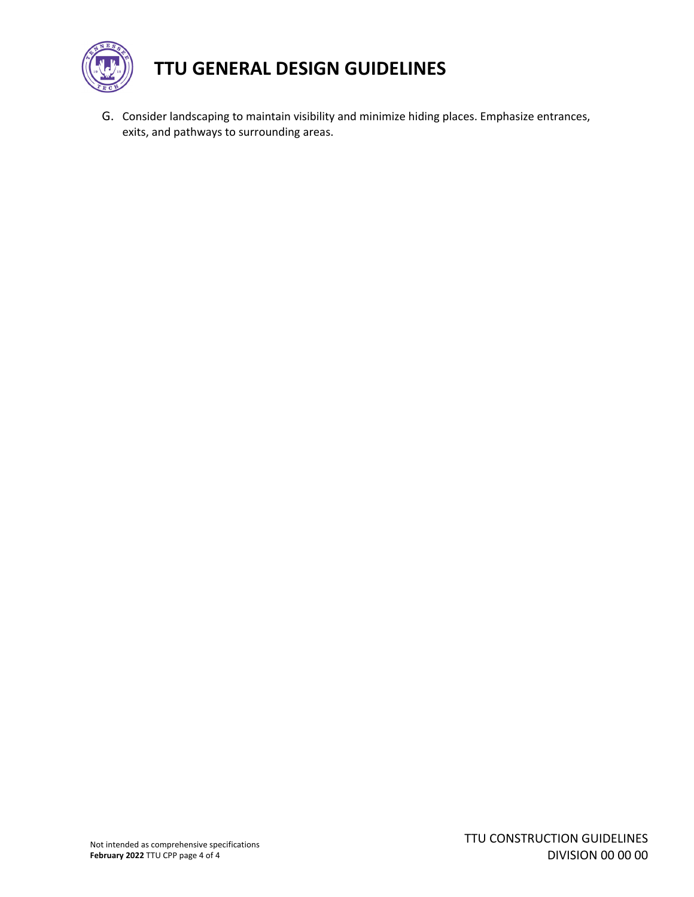G. Consider landscaping to maintain visibility and minimize hiding places. Emphasize entrances, exits, and pathways to surrounding areas.